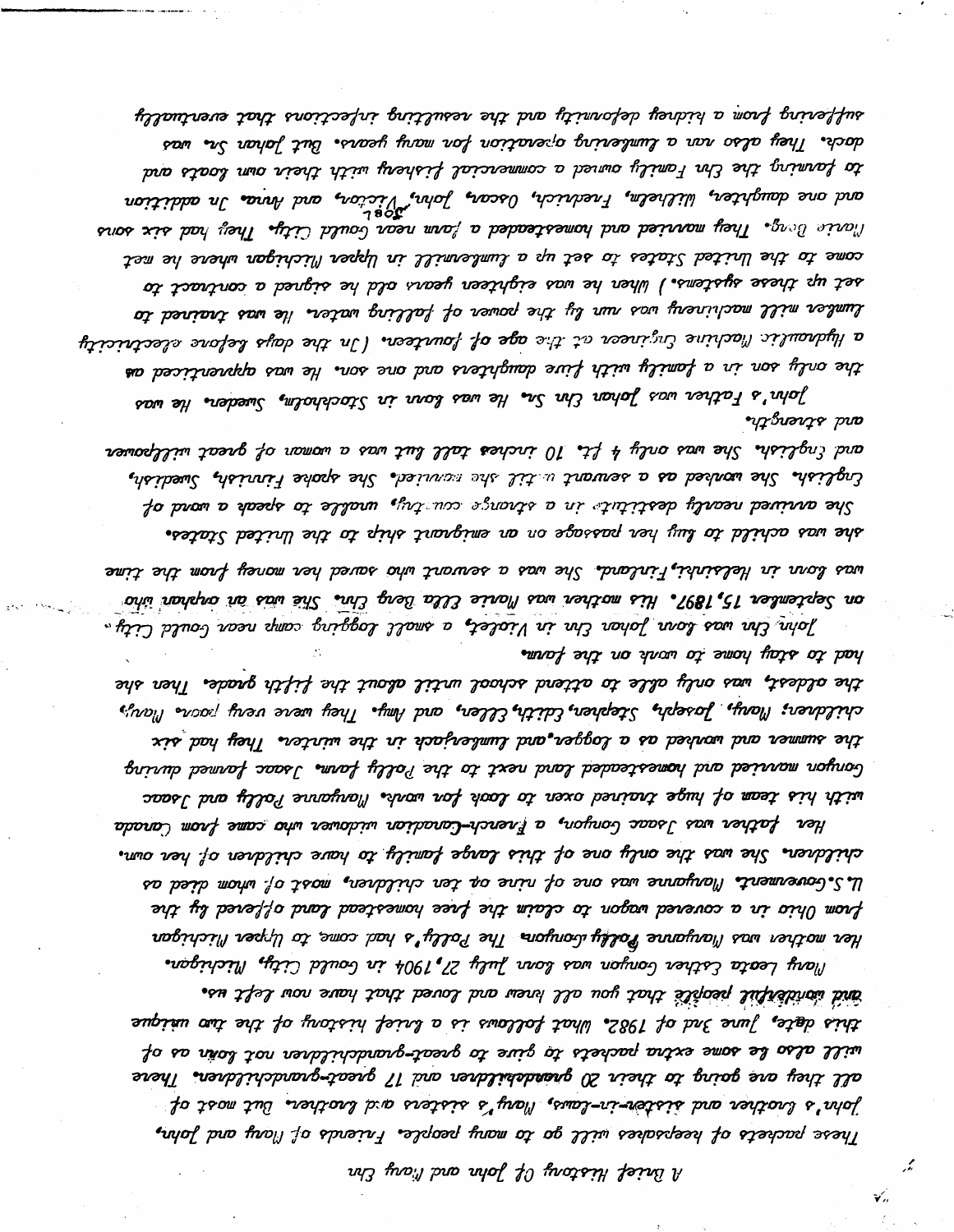# A Brief History Of John and Mary Ehn

These packets of keepsakes will go to many people. Friends of Mary and John, John's brother and sister-in-laws, Mary's sisters and brother. But most of all they are going to their 20 grandchildren and 17 great-grandchildren. There will also be some extra packets to give to great-grandchildren not born as of this date, June 2nd of 1982. What follows is a brief history of the two unique and wonderful people that you all knew and loved that have now left us.

Mary Leota Esther Gongon was born July 27, 1904 in Gould City, Michigan. Her mother was Margianne Polly Gongon. The Polly's had come to Upper Michigan from Ohio in a covered wagon to claim the free homestead land offered by the U.S. Government. Margianne was one of nine or ten children, most of whom died as children. She was the only one of this large family to have children of her own.

Her father was Isaac Gongon, a French-Canadian widower who came from Canada with his team of huge trained oxen to look for work. Margianne Polly and Isaac Gongon married and homesteaded land next to the Polly farm. Isaac farmed during the summer and worked as a logger and lumberjack in the winter. They had six children; Mary, Joseph, Stephen, Edith, Ellen, and Amy. They were very poor. Mary, the oldest, was only able to attend school until about the fifth grade. Then she had to stay home to work on the farm.

John Ehn was born Johan Ehn in Violet, a small logging camp near Gould City, on September 15, 1897. His mother was Marie Ella Berg Ehn. She was an orphan who was born in Helsinki, Finland. She was a servant who saved her money from the time she was a child to buy her passage on an emigrant ship to the United States.

She arrived nearly destitute in a strange country, unable to speak a word of English. She worked as a servant until she married. She spoke Finnish, Swedish, and English. She was only 4 ft. 10 inches tall but was a woman of great willpower and strength.

John's Father was Johan Ehn Sr. He was born in Stockholm, Sweden. He was the only son in a family with five daughters and one son. He was apprenticed as a Hydraulic Machine Engineer at the age of fourteen. (In the days before electricity lumber mill machinery was run by the power of falling water. He was trained to set up these systems.) When he was eighteen years old he signed a contract to come to the United States to set up a lumbermill in Upper Michigan where he met Marie Berg. They married and homesteaded a farm near Gould City. They had six sons and one daughter, Wilhelm, Fredrick, Oscar, John, Joel, Victor, and Anna. In addition to farming the Ehn Family owned a commercial fishery with their own boats and dock. They also ran a lumbering operation for many years. But Johan Sr. was suffering from a kidney deformity and the resulting infections that eventually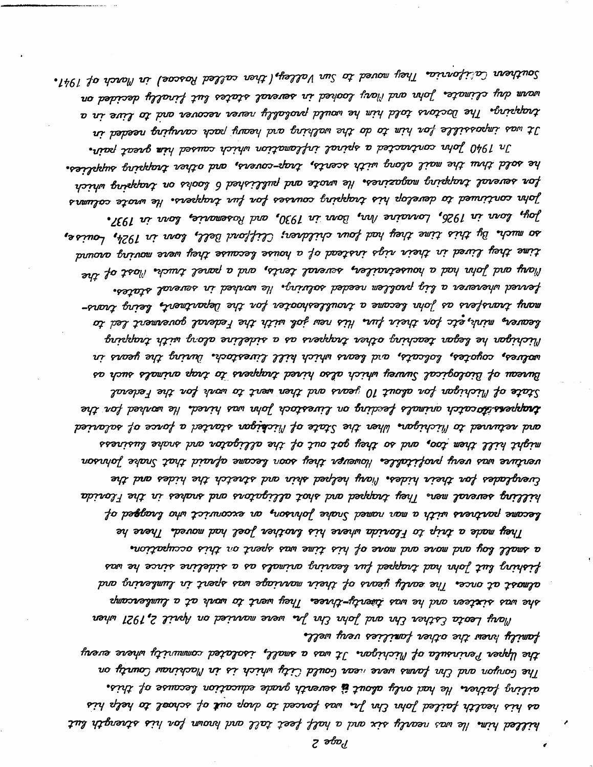killed him. He was nearly six and a half feet tall and known for his strength but as his health failed John Ehn Jr. was forced to drop out of school to help his ailing father. He had only about a seventh grade education because of this.

The Gorgon and Ehn farms were near Gould City which is in Mackinac County on the Upper Peninsula of Michigan. It was a small, isolated community where every family knew the other families very well.

Mary Leota Esther Ehn and John Ehn Jr. were married on April 2, 1921 when she was sixteen and he was twenty-three. They went to work at a lumbercamp almost at once. The early years of their marriage was spent in lumbering and fishing but John had trapped fur bearing animals as a sideline since he was a small boy and more and more of his time was spent on this occupation.

They made a trip to Florida where his brother Joel had moved. There he became partners with a man named Snake Johnson, an exconvict who bragged of killing several men. They trapped and shot alligators and snakes in the Florida Everglades for their hides. Mary helped skin and stretch the hides and the venture was very profitable. However they soon became afraid that Snake Johnson might kill them too, and so they got out of the alligator and snake business and returned to Michigan. When the State of Michigan started a force of salaried trappers to catch animals feeding on livestock John was hired. He worked for the State of Michigan for about 10 years and then went to work for the Federal Bureau of Biological Survey which also hired trappers to trap animals such as wolves, coyotes, bobcats, and bears which kill livestock. During the years in Michigan he began teaching other trappers as a sideline along with trapping beavers, mink, etc for their fur. His new job with the Federal government led to many transfers as John became a troubleshooter for the Department, being transferred wherever a big problem needed solving. He worked in several states.

Mary and John had a housetrailer, several tents, and a panel truck. Most of the time they lived in their rigs instead of a house because they were moving around so much. By this time they had four children; Clifford Bell, born in 1924, Louise Joy, born in 1926, Lorraine Ann, born in 1930, and Rosemarie, born in 1937.

John continued to develop his trapping courses for fur trappers. He wrote columns for several trapping magazines. He wrote and published 6 books on trapping which he sold thru the mail along with scents, trap-covers, and other trapping supplies.

In 1940 John contracted a spinal inflammation which caused him great pain. It was impossible for him to do the walking and heavy pack carrying needed in trapping. The Doctors told him he would probably never recover and to live in a warm dry climate. John and Mary looked in several states but finally decided on Southern California. They moved to Sun Valley,( then called Roscoe) in March of 1941.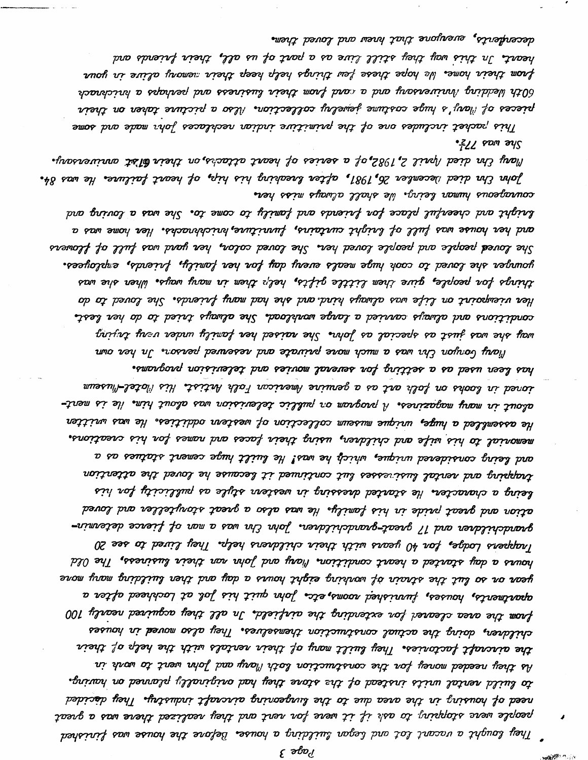They bought a vacant lot and began building a house. Before the house was finished people were stopping to ask if it were for rent and they realized there was a great need of housing in the area due to the burgeoning aircraft industry. They decided to build rental units instead of the store they had originally planned on having. As they needed money for the construction both Mary and John went to work in the aircraft factories. They built many of their rentals with the help of their children, doing the actual construction themselves. They also moved in houses from the area cleared for extending the airfield. In all they acquired nearly 100 apartments, houses, furnished rooms, etc. John quit his job at Lockheed after a year or so but the strain of working eight hours a day and then building many more hours a day started a heart condition. Mary and John ran their business, The Old Trappers Lodge, for 40 years with their childrens help. They lived to see 20 grandchildren and 17 great-grandchildren. John Ehn was a man of fierce determination and great pride in his family. He was also a great storyteller and loved being a character. He started dressing in western style as publicity for his trapping and rental businesses but continued it because he loved the attention and being considered unique, which he was! He built huge cement statues as a memorial to his wife and children, using their faces and names for his creations. He assembled a huge, unique museum collection of western oddities. He was written about in many magazines. A program on public television was about him. He is mentioned in books on folk art as a genuine American Folk Artist. His Motel-Museum has been used as a setting for several movies and television programs.

Mary Gongon Ehn was a much more private and reserved person. In her own way she was just as special as John. She raised her family under very trying conditions and always carried a large workload. She always tried to do her best. Her viewpoint on life was always kind and she had many friends. She loved to do things for people, give them little gifts, help them in many ways. When she was younger she loved to cook huge meals every day for her family, friends, employees. She loved people and people loved her. She loved color, her yard was full of flowers and her house was full of bright curtains, furniture, knickknacks. Her home was a bright and cheerful place for friends and family to come to. She was a loving and courageous human being. We shall always miss her.

John Ehn died December 26, 1981, after breaking his hip, of heart failure. He was 84. Mary Ehn died April 2, 1982, of a series of heart attacks, on their 61st anniversary. She was 77½.

This packet includes one of the primitive indian necklaces John made and some pieces of Mary's huge costume jewelry collection. Also a picture taken on their 60th Wedding Anniversary and a card from their business and perhaps a knickknack from their home. We hope these few things help keep their memory alive in your heart. In this way they still live as a part of us all, their friends and descendents, everyone that knew and loved them.